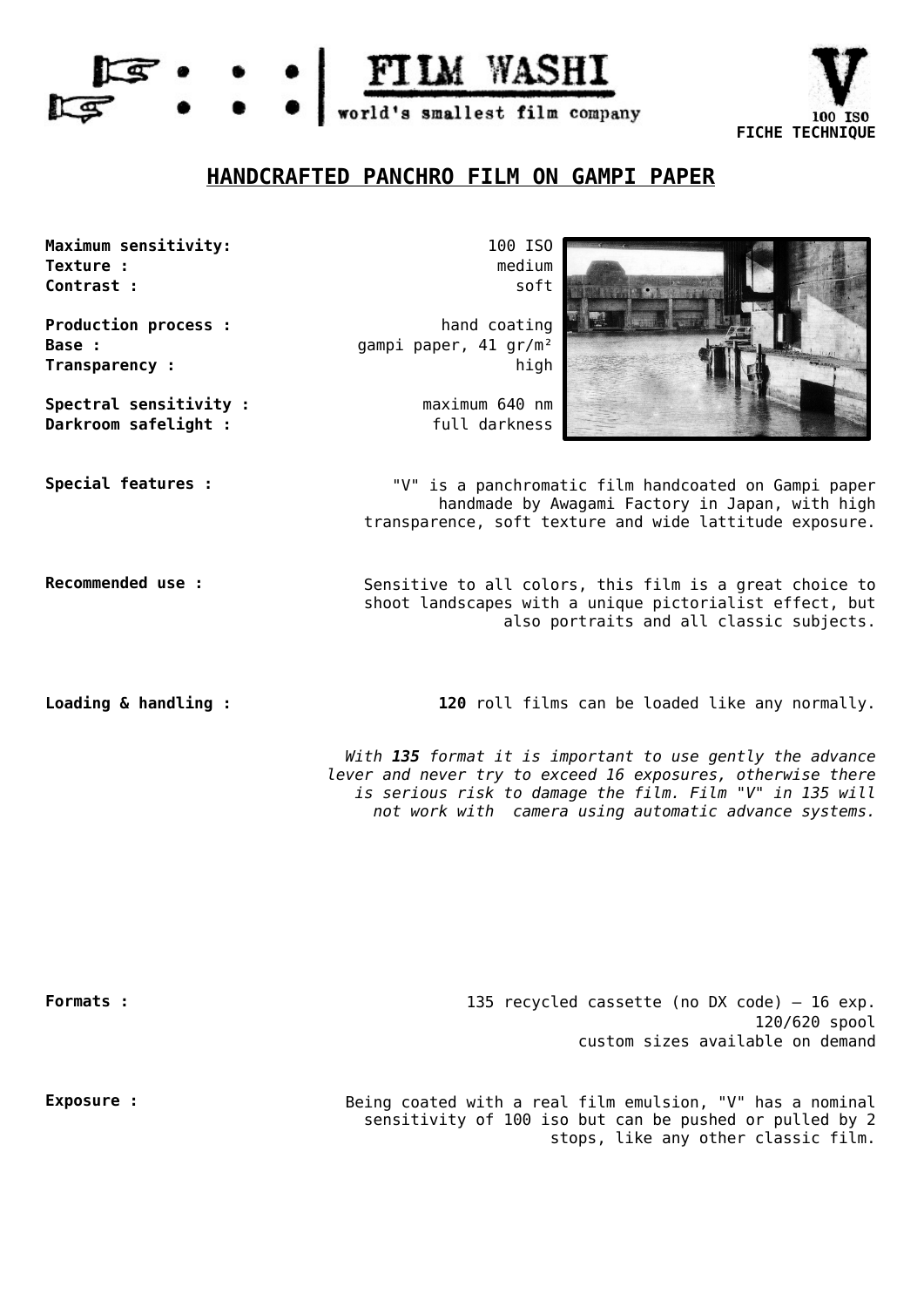FILM WASHI
world's smallest film company

**V**
100 ISO
**FICHE TECHNIQUE**

# HANDCRAFTED PANCHRO FILM ON GAMPI PAPER

**Maximum sensitivity:** 100 ISO
**Texture :** medium
**Contrast :** soft

**Production process :** hand coating
**Base :** gampi paper, 41 gr/m²
**Transparency :** high

**Spectral sensitivity :** maximum 640 nm
**Darkroom safelight :** full darkness

**Special features :** "V" is a panchromatic film handcoated on Gampi paper handmade by Awagami Factory in Japan, with high transparence, soft texture and wide lattitude exposure.

**Recommended use :** Sensitive to all colors, this film is a great choice to shoot landscapes with a unique pictorialist effect, but also portraits and all classic subjects.

**Loading & handling :** **120** roll films can be loaded like any normally.

*With **135** format it is important to use gently the advance lever and never try to exceed 16 exposures, otherwise there is serious risk to damage the film. Film "V" in 135 will not work with camera using automatic advance systems.*

**Formats :** 135 recycled cassette (no DX code) – 16 exp.
120/620 spool
custom sizes available on demand

**Exposure :** Being coated with a real film emulsion, "V" has a nominal sensitivity of 100 iso but can be pushed or pulled by 2 stops, like any other classic film.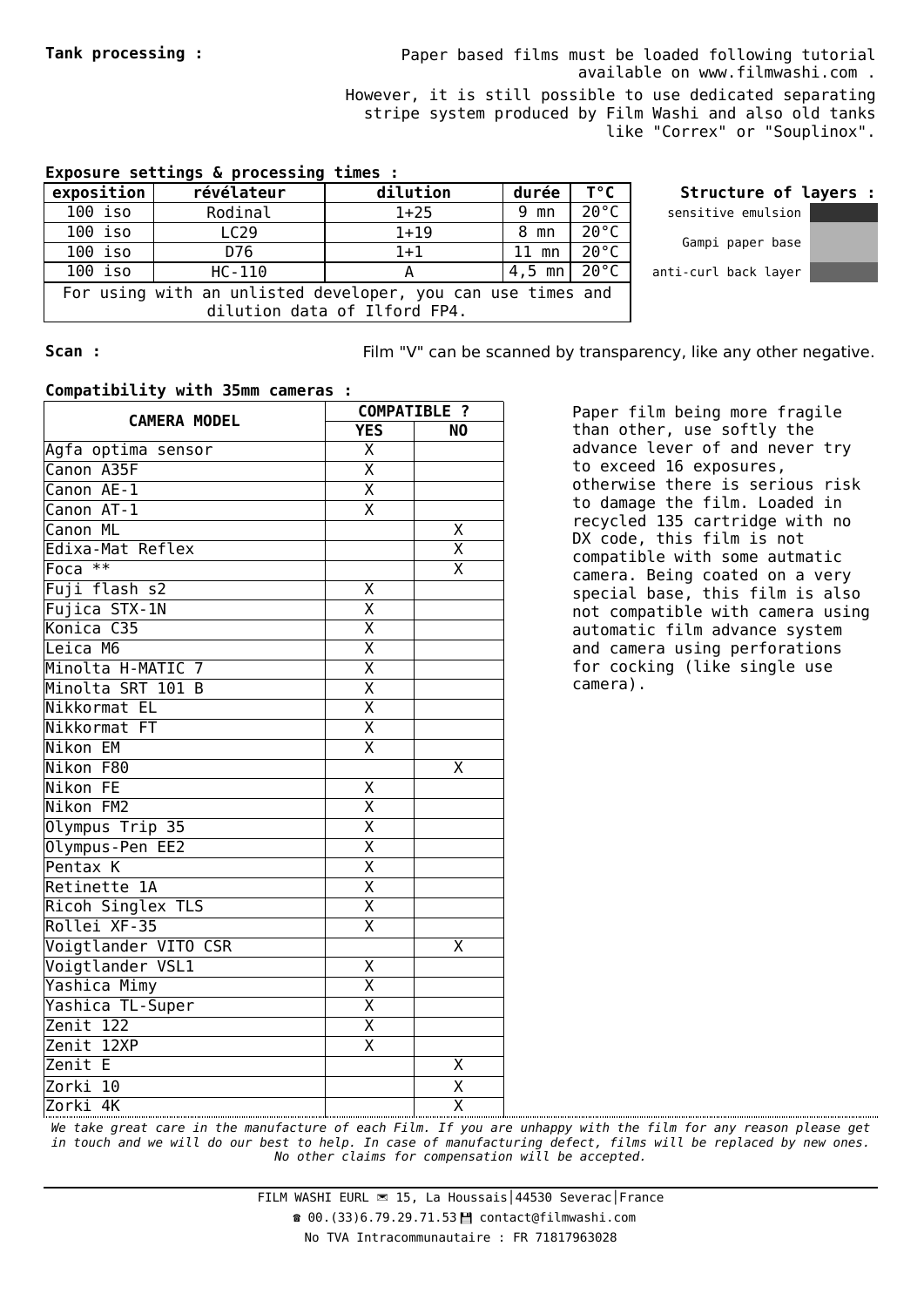**Tank processing :**

Paper based films must be loaded following tutorial available on www.filmwashi.com .

However, it is still possible to use dedicated separating stripe system produced by Film Washi and also old tanks like "Correx" or "Souplinox".

**Exposure settings & processing times :**

| exposition | révélateur | dilution | durée | T°C |
|---|---|---|---|---|
| 100 iso | Rodinal | 1+25 | 9 mn | 20°C |
| 100 iso | LC29 | 1+19 | 8 mn | 20°C |
| 100 iso | D76 | 1+1 | 11 mn | 20°C |
| 100 iso | HC-110 | A | 4,5 mn | 20°C |
| For using with an unlisted developer, you can use times and dilution data of Ilford FP4. | | | | |

**Structure of layers :**

sensitive emulsion

Gampi paper base

anti-curl back layer

**Scan :**

Film "V" can be scanned by transparency, like any other negative.

**Compatibility with 35mm cameras :**

| CAMERA MODEL | COMPATIBLE ? | |
|---|---|---|
| | YES | NO |
| Agfa optima sensor | X | |
| Canon A35F | X | |
| Canon AE-1 | X | |
| Canon AT-1 | X | |
| Canon ML | | X |
| Edixa-Mat Reflex | | X |
| Foca ** | | X |
| Fuji flash s2 | X | |
| Fujica STX-1N | X | |
| Konica C35 | X | |
| Leica M6 | X | |
| Minolta H-MATIC 7 | X | |
| Minolta SRT 101 B | X | |
| Nikkormat EL | X | |
| Nikkormat FT | X | |
| Nikon EM | X | |
| Nikon F80 | | X |
| Nikon FE | X | |
| Nikon FM2 | X | |
| Olympus Trip 35 | X | |
| Olympus-Pen EE2 | X | |
| Pentax K | X | |
| Retinette 1A | X | |
| Ricoh Singlex TLS | X | |
| Rollei XF-35 | X | |
| Voigtlander VITO CSR | | X |
| Voigtlander VSL1 | X | |
| Yashica Mimy | X | |
| Yashica TL-Super | X | |
| Zenit 122 | X | |
| Zenit 12XP | X | |
| Zenit E | | X |
| Zorki 10 | | X |
| Zorki 4K | | X |

Paper film being more fragile than other, use softly the advance lever of and never try to exceed 16 exposures, otherwise there is serious risk to damage the film. Loaded in recycled 135 cartridge with no DX code, this film is not compatible with some autmatic camera. Being coated on a very special base, this film is also not compatible with camera using automatic film advance system and camera using perforations for cocking (like single use camera).

*We take great care in the manufacture of each Film. If you are unhappy with the film for any reason please get in touch and we will do our best to help. In case of manufacturing defect, films will be replaced by new ones. No other claims for compensation will be accepted.*

FILM WASHI EURL ✉ 15, La Houssais│44530 Severac│France

☎ 00.(33)6.79.29.71.53 💾 contact@filmwashi.com

No TVA Intracommunautaire : FR 71817963028